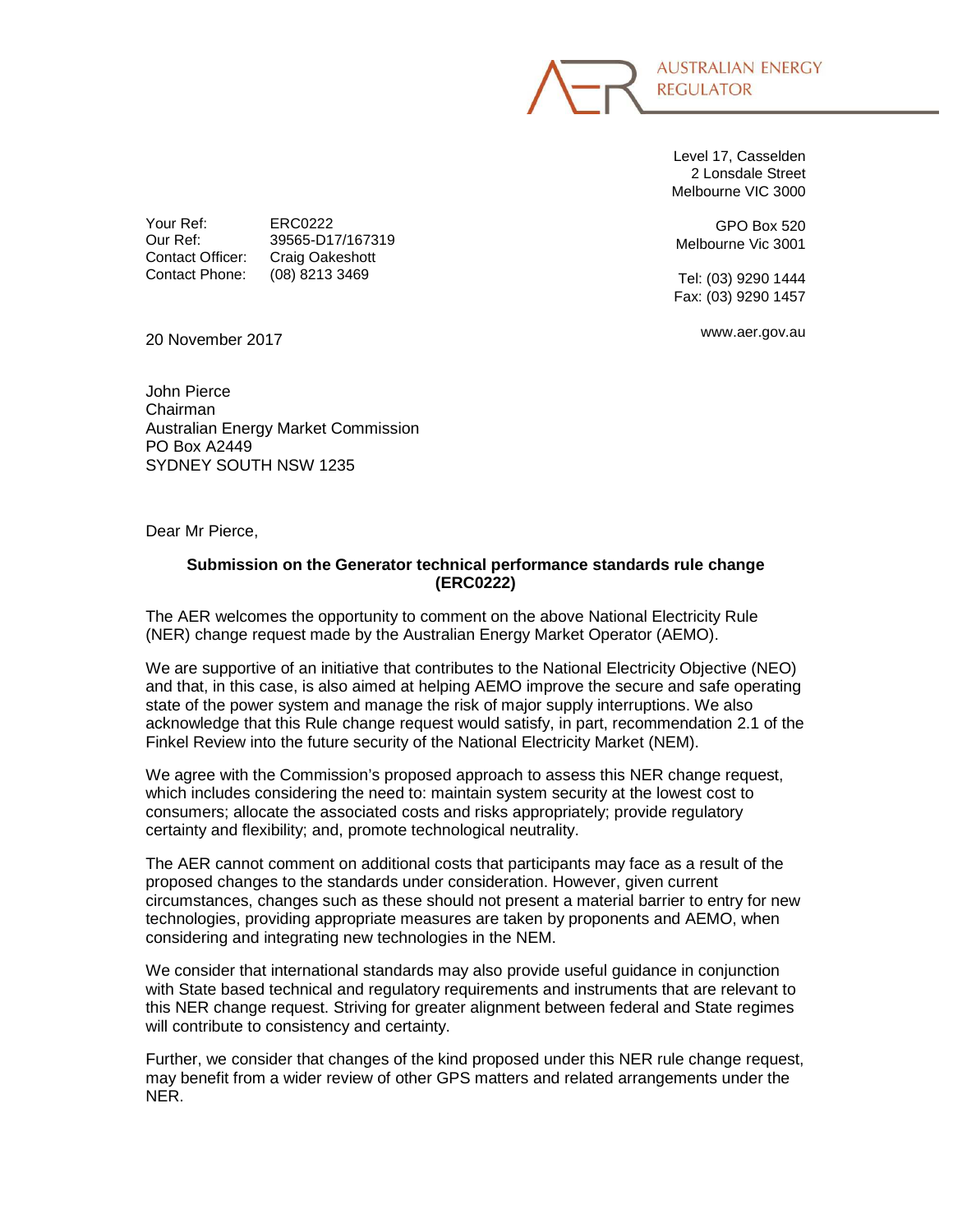AUSTRALIAN ENERGY REGULATOR

Level 17, Casselden
2 Lonsdale Street
Melbourne VIC 3000

GPO Box 520
Melbourne Vic 3001

Tel: (03) 9290 1444
Fax: (03) 9290 1457

www.aer.gov.au

Your Ref: ERC0222
Our Ref: 39565-D17/167319
Contact Officer: Craig Oakeshott
Contact Phone: (08) 8213 3469

20 November 2017

John Pierce
Chairman
Australian Energy Market Commission
PO Box A2449
SYDNEY SOUTH NSW 1235

Dear Mr Pierce,

**Submission on the Generator technical performance standards rule change (ERC0222)**

The AER welcomes the opportunity to comment on the above National Electricity Rule (NER) change request made by the Australian Energy Market Operator (AEMO).

We are supportive of an initiative that contributes to the National Electricity Objective (NEO) and that, in this case, is also aimed at helping AEMO improve the secure and safe operating state of the power system and manage the risk of major supply interruptions. We also acknowledge that this Rule change request would satisfy, in part, recommendation 2.1 of the Finkel Review into the future security of the National Electricity Market (NEM).

We agree with the Commission's proposed approach to assess this NER change request, which includes considering the need to: maintain system security at the lowest cost to consumers; allocate the associated costs and risks appropriately; provide regulatory certainty and flexibility; and, promote technological neutrality.

The AER cannot comment on additional costs that participants may face as a result of the proposed changes to the standards under consideration. However, given current circumstances, changes such as these should not present a material barrier to entry for new technologies, providing appropriate measures are taken by proponents and AEMO, when considering and integrating new technologies in the NEM.

We consider that international standards may also provide useful guidance in conjunction with State based technical and regulatory requirements and instruments that are relevant to this NER change request. Striving for greater alignment between federal and State regimes will contribute to consistency and certainty.

Further, we consider that changes of the kind proposed under this NER rule change request, may benefit from a wider review of other GPS matters and related arrangements under the NER.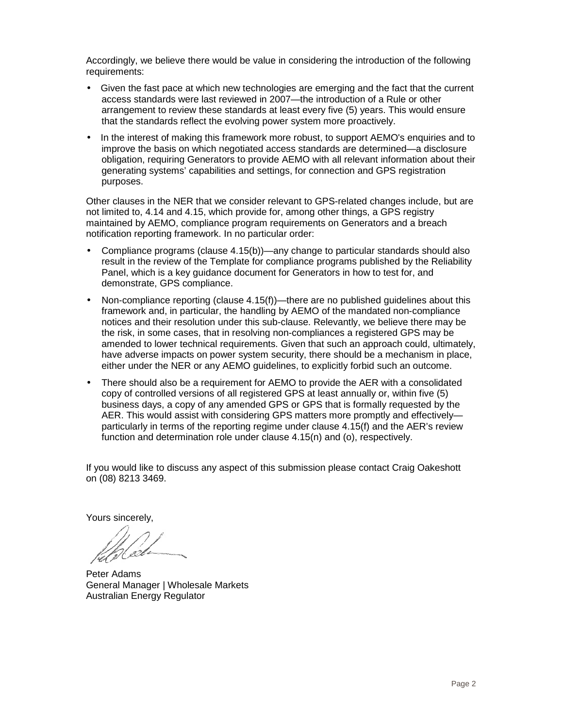Accordingly, we believe there would be value in considering the introduction of the following requirements:

- Given the fast pace at which new technologies are emerging and the fact that the current access standards were last reviewed in 2007—the introduction of a Rule or other arrangement to review these standards at least every five (5) years. This would ensure that the standards reflect the evolving power system more proactively.
- In the interest of making this framework more robust, to support AEMO's enquiries and to improve the basis on which negotiated access standards are determined—a disclosure obligation, requiring Generators to provide AEMO with all relevant information about their generating systems' capabilities and settings, for connection and GPS registration purposes.

Other clauses in the NER that we consider relevant to GPS-related changes include, but are not limited to, 4.14 and 4.15, which provide for, among other things, a GPS registry maintained by AEMO, compliance program requirements on Generators and a breach notification reporting framework. In no particular order:

- Compliance programs (clause 4.15(b))—any change to particular standards should also result in the review of the Template for compliance programs published by the Reliability Panel, which is a key guidance document for Generators in how to test for, and demonstrate, GPS compliance.
- Non-compliance reporting (clause 4.15(f))—there are no published guidelines about this framework and, in particular, the handling by AEMO of the mandated non-compliance notices and their resolution under this sub-clause. Relevantly, we believe there may be the risk, in some cases, that in resolving non-compliances a registered GPS may be amended to lower technical requirements. Given that such an approach could, ultimately, have adverse impacts on power system security, there should be a mechanism in place, either under the NER or any AEMO guidelines, to explicitly forbid such an outcome.
- There should also be a requirement for AEMO to provide the AER with a consolidated copy of controlled versions of all registered GPS at least annually or, within five (5) business days, a copy of any amended GPS or GPS that is formally requested by the AER. This would assist with considering GPS matters more promptly and effectively—particularly in terms of the reporting regime under clause 4.15(f) and the AER's review function and determination role under clause 4.15(n) and (o), respectively.

If you would like to discuss any aspect of this submission please contact Craig Oakeshott on (08) 8213 3469.

Yours sincerely,

Peter Adams
General Manager | Wholesale Markets
Australian Energy Regulator